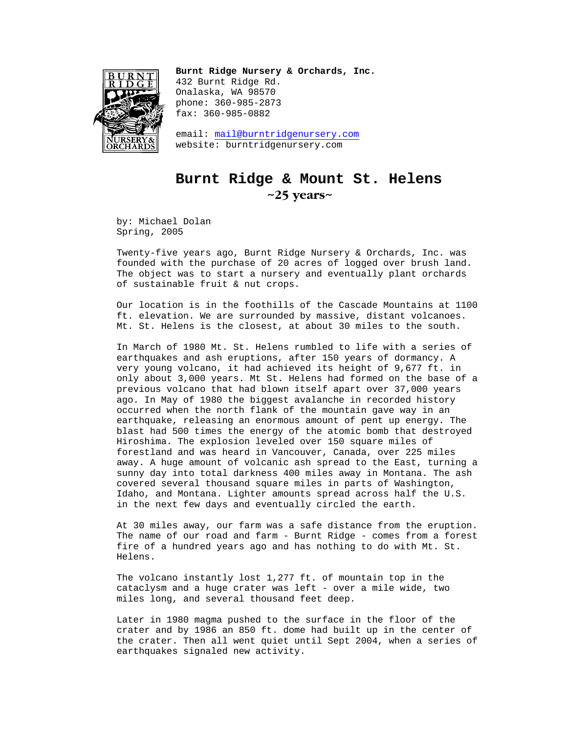**Burnt Ridge Nursery & Orchards, Inc.**
432 Burnt Ridge Rd.
Onalaska, WA 98570
phone: 360-985-2873
fax: 360-985-0882

email: mail@burntridgenursery.com
website: burntridgenursery.com

# Burnt Ridge & Mount St. Helens

## ~25 years~

by: Michael Dolan
Spring, 2005

Twenty-five years ago, Burnt Ridge Nursery & Orchards, Inc. was founded with the purchase of 20 acres of logged over brush land. The object was to start a nursery and eventually plant orchards of sustainable fruit & nut crops.

Our location is in the foothills of the Cascade Mountains at 1100 ft. elevation. We are surrounded by massive, distant volcanoes. Mt. St. Helens is the closest, at about 30 miles to the south.

In March of 1980 Mt. St. Helens rumbled to life with a series of earthquakes and ash eruptions, after 150 years of dormancy. A very young volcano, it had achieved its height of 9,677 ft. in only about 3,000 years. Mt St. Helens had formed on the base of a previous volcano that had blown itself apart over 37,000 years ago. In May of 1980 the biggest avalanche in recorded history occurred when the north flank of the mountain gave way in an earthquake, releasing an enormous amount of pent up energy. The blast had 500 times the energy of the atomic bomb that destroyed Hiroshima. The explosion leveled over 150 square miles of forestland and was heard in Vancouver, Canada, over 225 miles away. A huge amount of volcanic ash spread to the East, turning a sunny day into total darkness 400 miles away in Montana. The ash covered several thousand square miles in parts of Washington, Idaho, and Montana. Lighter amounts spread across half the U.S. in the next few days and eventually circled the earth.

At 30 miles away, our farm was a safe distance from the eruption. The name of our road and farm - Burnt Ridge - comes from a forest fire of a hundred years ago and has nothing to do with Mt. St. Helens.

The volcano instantly lost 1,277 ft. of mountain top in the cataclysm and a huge crater was left - over a mile wide, two miles long, and several thousand feet deep.

Later in 1980 magma pushed to the surface in the floor of the crater and by 1986 an 850 ft. dome had built up in the center of the crater. Then all went quiet until Sept 2004, when a series of earthquakes signaled new activity.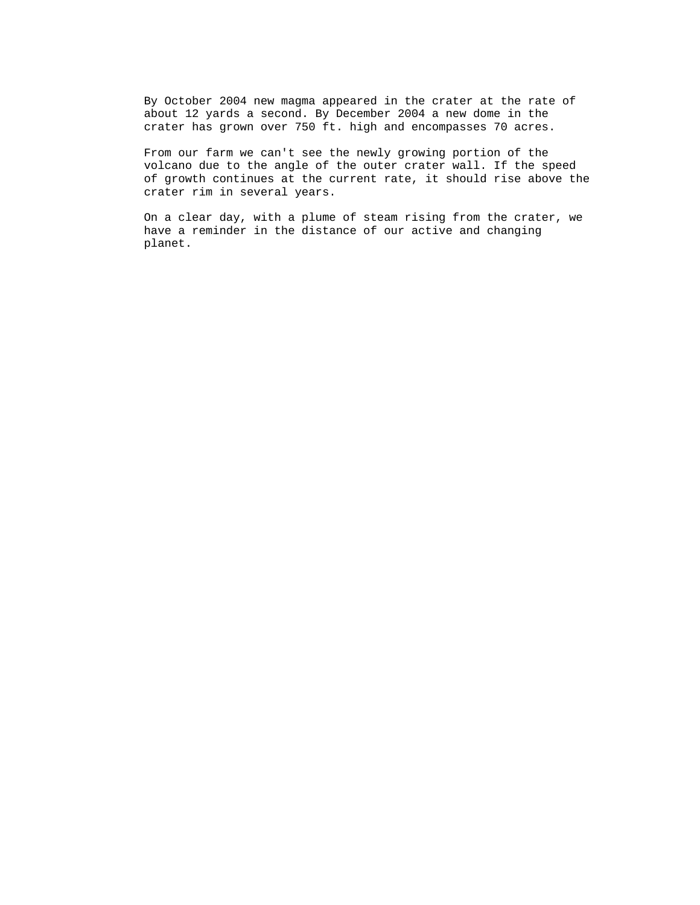By October 2004 new magma appeared in the crater at the rate of about 12 yards a second. By December 2004 a new dome in the crater has grown over 750 ft. high and encompasses 70 acres.

From our farm we can't see the newly growing portion of the volcano due to the angle of the outer crater wall. If the speed of growth continues at the current rate, it should rise above the crater rim in several years.

On a clear day, with a plume of steam rising from the crater, we have a reminder in the distance of our active and changing planet.